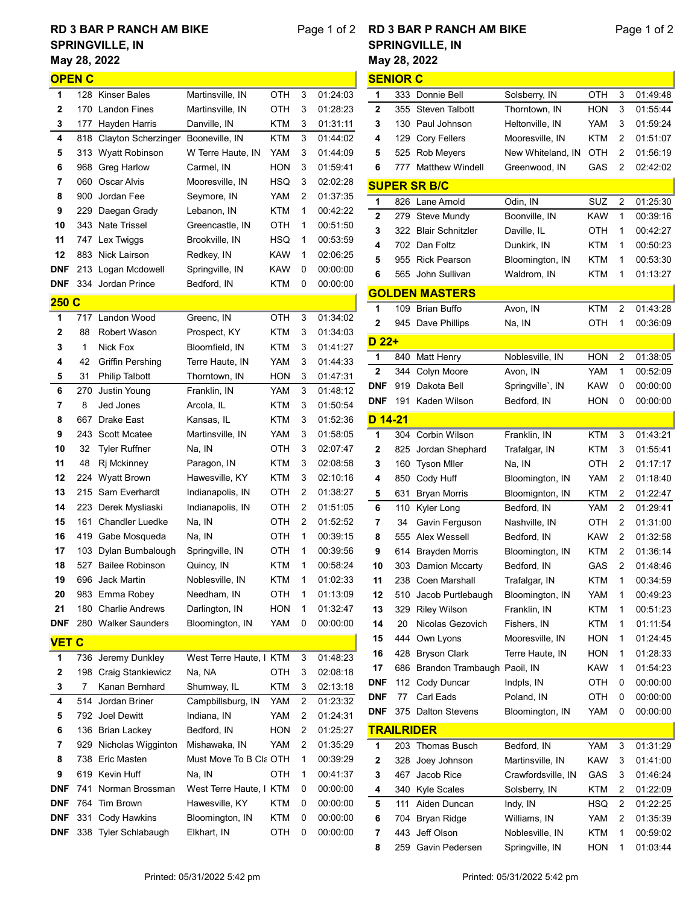# RD 3 BAR P RANCH AM BIKE
## SPRINGVILLE, IN
### May 28, 2022

## OPEN C

| Pos | # | Name | Hometown | Brand | Laps | Time |
|---|---|---|---|---|---|---|
| 1 | 128 | Kinser Bales | Martinsville, IN | OTH | 3 | 01:24:03 |
| 2 | 170 | Landon Fines | Martinsville, IN | OTH | 3 | 01:28:23 |
| 3 | 177 | Hayden Harris | Danville, IN | KTM | 3 | 01:31:11 |
| 4 | 818 | Clayton Scherzinger | Booneville, IN | KTM | 3 | 01:44:02 |
| 5 | 313 | Wyatt Robinson | W Terre Haute, IN | YAM | 3 | 01:44:09 |
| 6 | 968 | Greg Harlow | Carmel, IN | HON | 3 | 01:59:41 |
| 7 | 060 | Oscar Alvis | Mooresville, IN | HSQ | 3 | 02:02:28 |
| 8 | 900 | Jordan Fee | Seymore, IN | YAM | 2 | 01:37:35 |
| 9 | 229 | Daegan Grady | Lebanon, IN | KTM | 1 | 00:42:22 |
| 10 | 343 | Nate Trissel | Greencastle, IN | OTH | 1 | 00:51:50 |
| 11 | 747 | Lex Twiggs | Brookville, IN | HSQ | 1 | 00:53:59 |
| 12 | 883 | Nick Lairson | Redkey, IN | KAW | 1 | 02:06:25 |
| DNF | 213 | Logan Mcdowell | Springville, IN | KAW | 0 | 00:00:00 |
| DNF | 334 | Jordan Prince | Bedford, IN | KTM | 0 | 00:00:00 |

## 250 C

| Pos | # | Name | Hometown | Brand | Laps | Time |
|---|---|---|---|---|---|---|
| 1 | 717 | Landon Wood | Greenc, IN | OTH | 3 | 01:34:02 |
| 2 | 88 | Robert Wason | Prospect, KY | KTM | 3 | 01:34:03 |
| 3 | 1 | Nick Fox | Bloomfield, IN | KTM | 3 | 01:41:27 |
| 4 | 42 | Griffin Pershing | Terre Haute, IN | YAM | 3 | 01:44:33 |
| 5 | 31 | Philip Talbott | Thorntown, IN | HON | 3 | 01:47:31 |
| 6 | 270 | Justin Young | Franklin, IN | YAM | 3 | 01:48:12 |
| 7 | 8 | Jed Jones | Arcola, IL | KTM | 3 | 01:50:54 |
| 8 | 667 | Drake East | Kansas, IL | KTM | 3 | 01:52:36 |
| 9 | 243 | Scott Mcatee | Martinsville, IN | YAM | 3 | 01:58:05 |
| 10 | 32 | Tyler Ruffner | Na, IN | OTH | 3 | 02:07:47 |
| 11 | 48 | Rj Mckinney | Paragon, IN | KTM | 3 | 02:08:58 |
| 12 | 224 | Wyatt Brown | Hawesville, KY | KTM | 3 | 02:10:16 |
| 13 | 215 | Sam Everhardt | Indianapolis, IN | OTH | 2 | 01:38:27 |
| 14 | 223 | Derek Mysliaski | Indianapolis, IN | OTH | 2 | 01:51:05 |
| 15 | 161 | Chandler Luedke | Na, IN | OTH | 2 | 01:52:52 |
| 16 | 419 | Gabe Mosqueda | Na, IN | OTH | 1 | 00:39:15 |
| 17 | 103 | Dylan Bumbalough | Springville, IN | OTH | 1 | 00:39:56 |
| 18 | 527 | Bailee Robinson | Quincy, IN | KTM | 1 | 00:58:24 |
| 19 | 696 | Jack Martin | Noblesville, IN | KTM | 1 | 01:02:33 |
| 20 | 983 | Emma Robey | Needham, IN | OTH | 1 | 01:13:09 |
| 21 | 180 | Charlie Andrews | Darlington, IN | HON | 1 | 01:32:47 |
| DNF | 280 | Walker Saunders | Bloomington, IN | YAM | 0 | 00:00:00 |

## VET C

| Pos | # | Name | Hometown | Brand | Laps | Time |
|---|---|---|---|---|---|---|
| 1 | 736 | Jeremy Dunkley | West Terre Haute, I | KTM | 3 | 01:48:23 |
| 2 | 198 | Craig Stankiewicz | Na, NA | OTH | 3 | 02:08:18 |
| 3 | 7 | Kanan Bernhard | Shumway, IL | KTM | 3 | 02:13:18 |
| 4 | 514 | Jordan Briner | Campbillsburg, IN | YAM | 2 | 01:23:32 |
| 5 | 792 | Joel Dewitt | Indiana, IN | YAM | 2 | 01:24:31 |
| 6 | 136 | Brian Lackey | Bedford, IN | HON | 2 | 01:25:27 |
| 7 | 929 | Nicholas Wigginton | Mishawaka, IN | YAM | 2 | 01:35:29 |
| 8 | 738 | Eric Masten | Must Move To B Cla | OTH | 1 | 00:39:29 |
| 9 | 619 | Kevin Huff | Na, IN | OTH | 1 | 00:41:37 |
| DNF | 741 | Norman Brossman | West Terre Haute, I | KTM | 0 | 00:00:00 |
| DNF | 764 | Tim Brown | Hawesville, KY | KTM | 0 | 00:00:00 |
| DNF | 331 | Cody Hawkins | Bloomington, IN | KTM | 0 | 00:00:00 |
| DNF | 338 | Tyler Schlabaugh | Elkhart, IN | OTH | 0 | 00:00:00 |

## SENIOR C

| Pos | # | Name | Hometown | Brand | Laps | Time |
|---|---|---|---|---|---|---|
| 1 | 333 | Donnie Bell | Solsberry, IN | OTH | 3 | 01:49:48 |
| 2 | 355 | Steven Talbott | Thorntown, IN | HON | 3 | 01:55:44 |
| 3 | 130 | Paul Johnson | Heltonville, IN | YAM | 3 | 01:59:24 |
| 4 | 129 | Cory Fellers | Mooresville, IN | KTM | 2 | 01:51:07 |
| 5 | 525 | Rob Meyers | New Whiteland, IN | OTH | 2 | 01:56:19 |
| 6 | 777 | Matthew Windell | Greenwood, IN | GAS | 2 | 02:42:02 |

## SUPER SR B/C

| Pos | # | Name | Hometown | Brand | Laps | Time |
|---|---|---|---|---|---|---|
| 1 | 826 | Lane Arnold | Odin, IN | SUZ | 2 | 01:25:30 |
| 2 | 279 | Steve Mundy | Boonville, IN | KAW | 1 | 00:39:16 |
| 3 | 322 | Blair Schnitzler | Daville, IL | OTH | 1 | 00:42:27 |
| 4 | 702 | Dan Foltz | Dunkirk, IN | KTM | 1 | 00:50:23 |
| 5 | 955 | Rick Pearson | Bloomington, IN | KTM | 1 | 00:53:30 |
| 6 | 565 | John Sullivan | Waldrom, IN | KTM | 1 | 01:13:27 |

## GOLDEN MASTERS

| Pos | # | Name | Hometown | Brand | Laps | Time |
|---|---|---|---|---|---|---|
| 1 | 109 | Brian Buffo | Avon, IN | KTM | 2 | 01:43:28 |
| 2 | 945 | Dave Phillips | Na, IN | OTH | 1 | 00:36:09 |

## D 22+

| Pos | # | Name | Hometown | Brand | Laps | Time |
|---|---|---|---|---|---|---|
| 1 | 840 | Matt Henry | Noblesville, IN | HON | 2 | 01:38:05 |
| 2 | 344 | Colyn Moore | Avon, IN | YAM | 1 | 00:52:09 |
| DNF | 919 | Dakota Bell | Springville`, IN | KAW | 0 | 00:00:00 |
| DNF | 191 | Kaden Wilson | Bedford, IN | HON | 0 | 00:00:00 |

## D 14-21

| Pos | # | Name | Hometown | Brand | Laps | Time |
|---|---|---|---|---|---|---|
| 1 | 304 | Corbin Wilson | Franklin, IN | KTM | 3 | 01:43:21 |
| 2 | 825 | Jordan Shephard | Trafalgar, IN | KTM | 3 | 01:55:41 |
| 3 | 160 | Tyson Mller | Na, IN | OTH | 2 | 01:17:17 |
| 4 | 850 | Cody Huff | Bloomington, IN | YAM | 2 | 01:18:40 |
| 5 | 631 | Bryan Morris | Bloomignton, IN | KTM | 2 | 01:22:47 |
| 6 | 110 | Kyler Long | Bedford, IN | YAM | 2 | 01:29:41 |
| 7 | 34 | Gavin Ferguson | Nashville, IN | OTH | 2 | 01:31:00 |
| 8 | 555 | Alex Wessell | Bedford, IN | KAW | 2 | 01:32:58 |
| 9 | 614 | Brayden Morris | Bloomington, IN | KTM | 2 | 01:36:14 |
| 10 | 303 | Damion Mccarty | Bedford, IN | GAS | 2 | 01:48:46 |
| 11 | 238 | Coen Marshall | Trafalgar, IN | KTM | 1 | 00:34:59 |
| 12 | 510 | Jacob Purtlebaugh | Bloomington, IN | YAM | 1 | 00:49:23 |
| 13 | 329 | Riley Wilson | Franklin, IN | KTM | 1 | 00:51:23 |
| 14 | 20 | Nicolas Gezovich | Fishers, IN | KTM | 1 | 01:11:54 |
| 15 | 444 | Own Lyons | Mooresville, IN | HON | 1 | 01:24:45 |
| 16 | 428 | Bryson Clark | Terre Haute, IN | HON | 1 | 01:28:33 |
| 17 | 686 | Brandon Trambaugh | Paoil, IN | KAW | 1 | 01:54:23 |
| DNF | 112 | Cody Duncar | Indpls, IN | OTH | 0 | 00:00:00 |
| DNF | 77 | Carl Eads | Poland, IN | OTH | 0 | 00:00:00 |
| DNF | 375 | Dalton Stevens | Bloomington, IN | YAM | 0 | 00:00:00 |

## TRAILRIDER

| Pos | # | Name | Hometown | Brand | Laps | Time |
|---|---|---|---|---|---|---|
| 1 | 203 | Thomas Busch | Bedford, IN | YAM | 3 | 01:31:29 |
| 2 | 328 | Joey Johnson | Martinsville, IN | KAW | 3 | 01:41:00 |
| 3 | 467 | Jacob Rice | Crawfordsville, IN | GAS | 3 | 01:46:24 |
| 4 | 340 | Kyle Scales | Solsberry, IN | KTM | 2 | 01:22:09 |
| 5 | 111 | Aiden Duncan | Indy, IN | HSQ | 2 | 01:22:25 |
| 6 | 704 | Bryan Ridge | Williams, IN | YAM | 2 | 01:35:39 |
| 7 | 443 | Jeff Olson | Noblesville, IN | KTM | 1 | 00:59:02 |
| 8 | 259 | Gavin Pedersen | Springville, IN | HON | 1 | 01:03:44 |

Printed: 05/31/2022 5:42 pm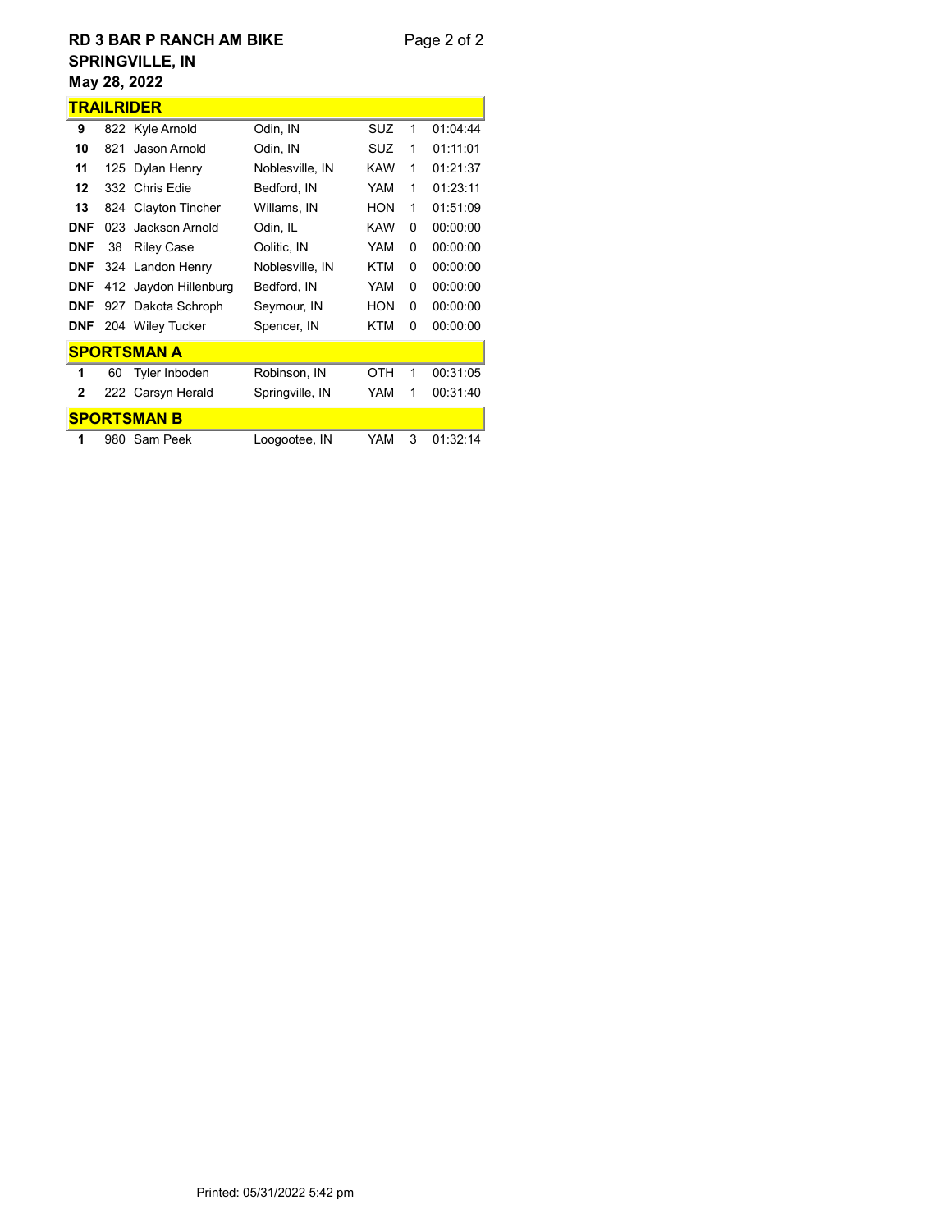**RD 3 BAR P RANCH AM BIKE**
**SPRINGVILLE, IN**
**May 28, 2022**

## TRAILRIDER

| | | | | | | |
|---|---|---|---|---|---|---|
| **9** | 822 | Kyle Arnold | Odin, IN | SUZ | 1 | 01:04:44 |
| **10** | 821 | Jason Arnold | Odin, IN | SUZ | 1 | 01:11:01 |
| **11** | 125 | Dylan Henry | Noblesville, IN | KAW | 1 | 01:21:37 |
| **12** | 332 | Chris Edie | Bedford, IN | YAM | 1 | 01:23:11 |
| **13** | 824 | Clayton Tincher | Willams, IN | HON | 1 | 01:51:09 |
| **DNF** | 023 | Jackson Arnold | Odin, IL | KAW | 0 | 00:00:00 |
| **DNF** | 38 | Riley Case | Oolitic, IN | YAM | 0 | 00:00:00 |
| **DNF** | 324 | Landon Henry | Noblesville, IN | KTM | 0 | 00:00:00 |
| **DNF** | 412 | Jaydon Hillenburg | Bedford, IN | YAM | 0 | 00:00:00 |
| **DNF** | 927 | Dakota Schroph | Seymour, IN | HON | 0 | 00:00:00 |
| **DNF** | 204 | Wiley Tucker | Spencer, IN | KTM | 0 | 00:00:00 |

## SPORTSMAN A

| | | | | | | |
|---|---|---|---|---|---|---|
| **1** | 60 | Tyler Inboden | Robinson, IN | OTH | 1 | 00:31:05 |
| **2** | 222 | Carsyn Herald | Springville, IN | YAM | 1 | 00:31:40 |

## SPORTSMAN B

| | | | | | | |
|---|---|---|---|---|---|---|
| **1** | 980 | Sam Peek | Loogootee, IN | YAM | 3 | 01:32:14 |

Printed: 05/31/2022 5:42 pm